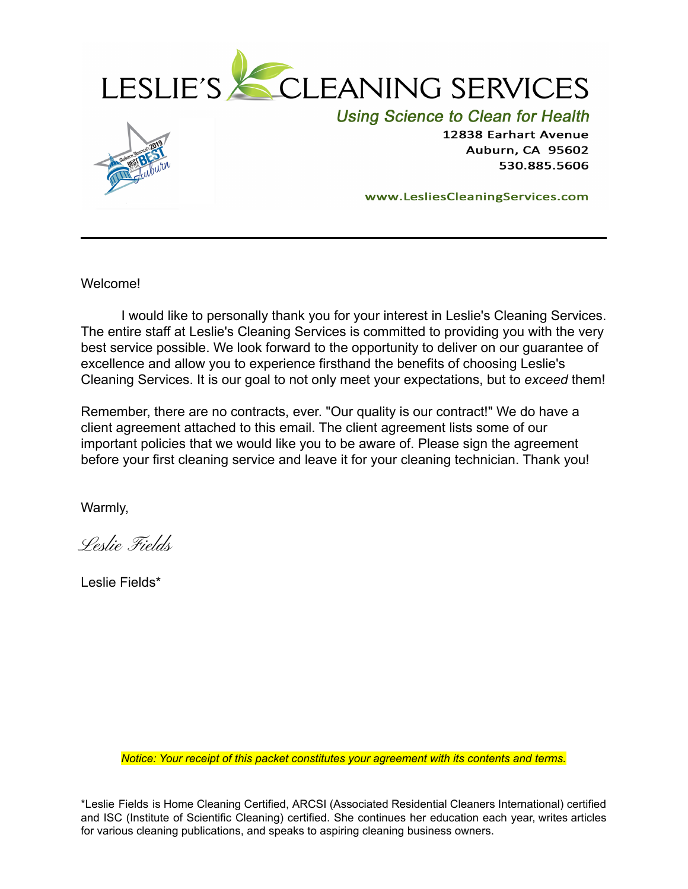# LESLIE'S CLEANING SERVICES

*Using Science to Clean for Health*

12838 Earhart Avenue
Auburn, CA 95602
530.885.5606

www.LesliesCleaningServices.com

---

Welcome!

I would like to personally thank you for your interest in Leslie's Cleaning Services. The entire staff at Leslie's Cleaning Services is committed to providing you with the very best service possible. We look forward to the opportunity to deliver on our guarantee of excellence and allow you to experience firsthand the benefits of choosing Leslie's Cleaning Services. It is our goal to not only meet your expectations, but to *exceed* them!

Remember, there are no contracts, ever. "Our quality is our contract!" We do have a client agreement attached to this email. The client agreement lists some of our important policies that we would like you to be aware of. Please sign the agreement before your first cleaning service and leave it for your cleaning technician. Thank you!

Warmly,

*Leslie Fields*

Leslie Fields*

*Notice: Your receipt of this packet constitutes your agreement with its contents and terms.*

*Leslie Fields is Home Cleaning Certified, ARCSI (Associated Residential Cleaners International) certified and ISC (Institute of Scientific Cleaning) certified. She continues her education each year, writes articles for various cleaning publications, and speaks to aspiring cleaning business owners.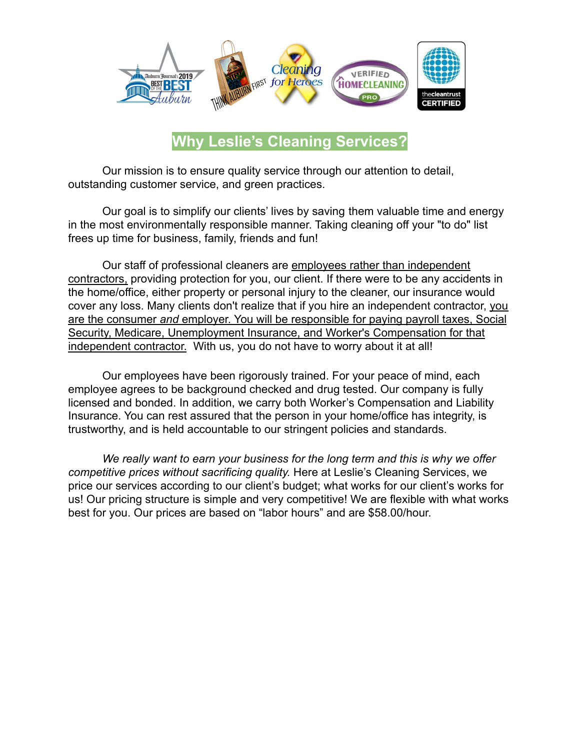## Why Leslie's Cleaning Services?

Our mission is to ensure quality service through our attention to detail, outstanding customer service, and green practices.

Our goal is to simplify our clients' lives by saving them valuable time and energy in the most environmentally responsible manner. Taking cleaning off your "to do" list frees up time for business, family, friends and fun!

Our staff of professional cleaners are <u>employees rather than independent contractors,</u> providing protection for you, our client. If there were to be any accidents in the home/office, either property or personal injury to the cleaner, our insurance would cover any loss. Many clients don't realize that if you hire an independent contractor, <u>you are the consumer *and* employer. You will be responsible for paying payroll taxes, Social Security, Medicare, Unemployment Insurance, and Worker's Compensation for that independent contractor.</u> With us, you do not have to worry about it at all!

Our employees have been rigorously trained. For your peace of mind, each employee agrees to be background checked and drug tested. Our company is fully licensed and bonded. In addition, we carry both Worker's Compensation and Liability Insurance. You can rest assured that the person in your home/office has integrity, is trustworthy, and is held accountable to our stringent policies and standards.

*We really want to earn your business for the long term and this is why we offer competitive prices without sacrificing quality.* Here at Leslie's Cleaning Services, we price our services according to our client's budget; what works for our client's works for us! Our pricing structure is simple and very competitive! We are flexible with what works best for you. Our prices are based on "labor hours" and are $58.00/hour.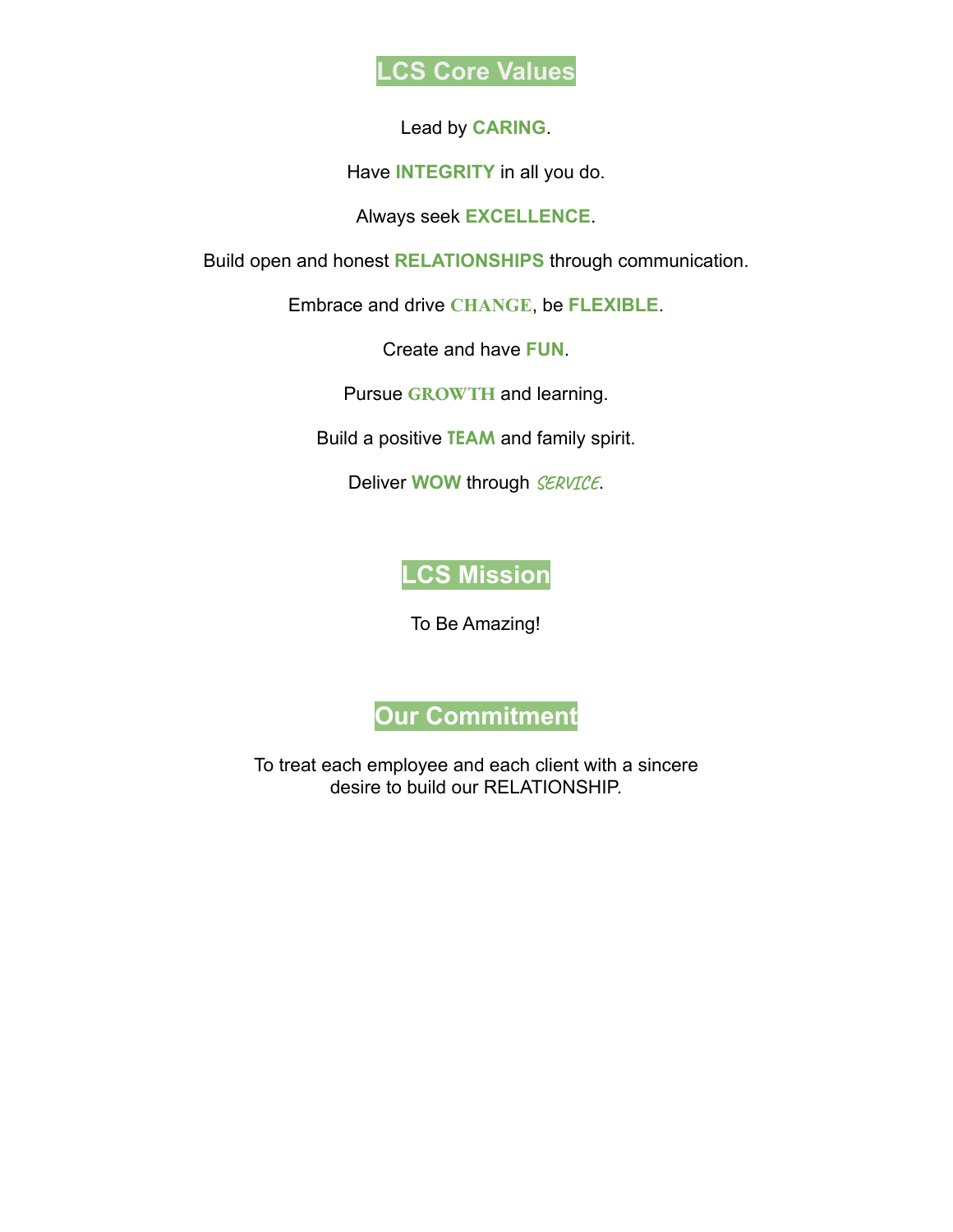## LCS Core Values

Lead by **CARING**.

Have **INTEGRITY** in all you do.

Always seek **EXCELLENCE**.

Build open and honest **RELATIONSHIPS** through communication.

Embrace and drive **CHANGE**, be **FLEXIBLE**.

Create and have **FUN**.

Pursue **GROWTH** and learning.

Build a positive **TEAM** and family spirit.

Deliver **WOW** through *SERVICE*.

## LCS Mission

To Be Amazing!

## Our Commitment

To treat each employee and each client with a sincere desire to build our RELATIONSHIP.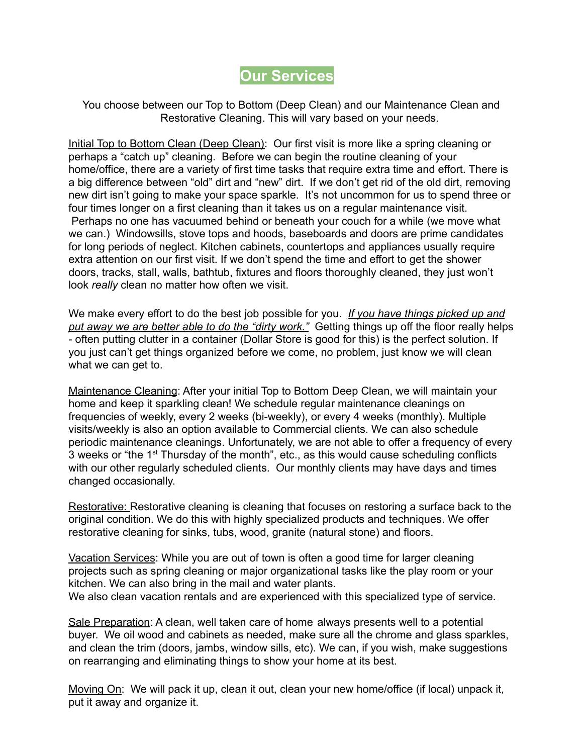# Our Services

You choose between our Top to Bottom (Deep Clean) and our Maintenance Clean and Restorative Cleaning. This will vary based on your needs.

<u>Initial Top to Bottom Clean (Deep Clean)</u>: Our first visit is more like a spring cleaning or perhaps a "catch up" cleaning. Before we can begin the routine cleaning of your home/office, there are a variety of first time tasks that require extra time and effort. There is a big difference between "old" dirt and "new" dirt. If we don't get rid of the old dirt, removing new dirt isn't going to make your space sparkle. It's not uncommon for us to spend three or four times longer on a first cleaning than it takes us on a regular maintenance visit. Perhaps no one has vacuumed behind or beneath your couch for a while (we move what we can.) Windowsills, stove tops and hoods, baseboards and doors are prime candidates for long periods of neglect. Kitchen cabinets, countertops and appliances usually require extra attention on our first visit. If we don't spend the time and effort to get the shower doors, tracks, stall, walls, bathtub, fixtures and floors thoroughly cleaned, they just won't look *really* clean no matter how often we visit.

We make every effort to do the best job possible for you. *<u>If you have things picked up and put away we are better able to do the "dirty work."</u>* Getting things up off the floor really helps - often putting clutter in a container (Dollar Store is good for this) is the perfect solution. If you just can't get things organized before we come, no problem, just know we will clean what we can get to.

<u>Maintenance Cleaning</u>: After your initial Top to Bottom Deep Clean, we will maintain your home and keep it sparkling clean! We schedule regular maintenance cleanings on frequencies of weekly, every 2 weeks (bi-weekly), or every 4 weeks (monthly). Multiple visits/weekly is also an option available to Commercial clients. We can also schedule periodic maintenance cleanings. Unfortunately, we are not able to offer a frequency of every 3 weeks or "the 1st Thursday of the month", etc., as this would cause scheduling conflicts with our other regularly scheduled clients. Our monthly clients may have days and times changed occasionally.

<u>Restorative:</u> Restorative cleaning is cleaning that focuses on restoring a surface back to the original condition. We do this with highly specialized products and techniques. We offer restorative cleaning for sinks, tubs, wood, granite (natural stone) and floors.

<u>Vacation Services</u>: While you are out of town is often a good time for larger cleaning projects such as spring cleaning or major organizational tasks like the play room or your kitchen. We can also bring in the mail and water plants.
We also clean vacation rentals and are experienced with this specialized type of service.

<u>Sale Preparation</u>: A clean, well taken care of home always presents well to a potential buyer. We oil wood and cabinets as needed, make sure all the chrome and glass sparkles, and clean the trim (doors, jambs, window sills, etc). We can, if you wish, make suggestions on rearranging and eliminating things to show your home at its best.

<u>Moving On</u>: We will pack it up, clean it out, clean your new home/office (if local) unpack it, put it away and organize it.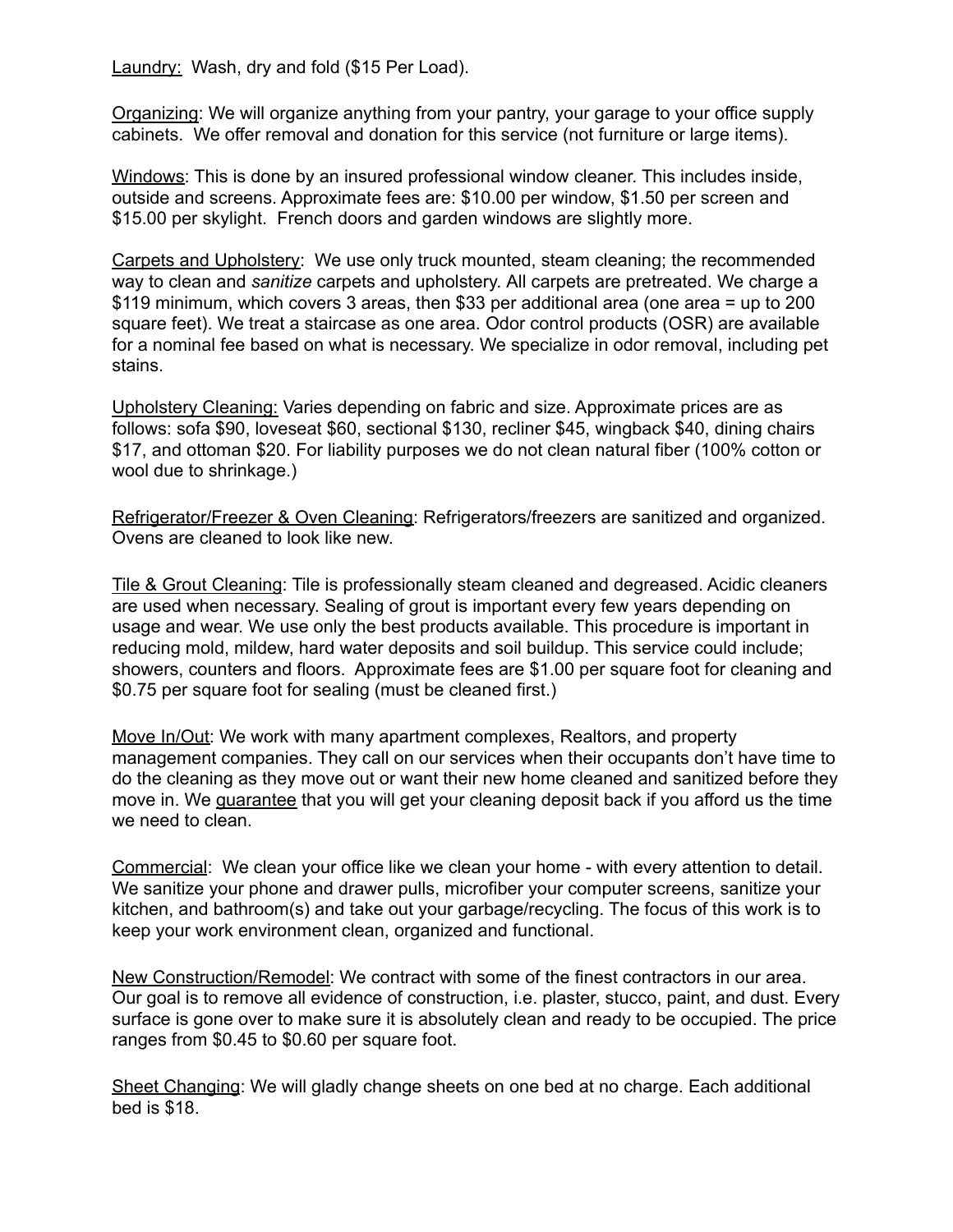<u>Laundry:</u> Wash, dry and fold ($15 Per Load).

<u>Organizing</u>: We will organize anything from your pantry, your garage to your office supply cabinets. We offer removal and donation for this service (not furniture or large items).

<u>Windows</u>: This is done by an insured professional window cleaner. This includes inside, outside and screens. Approximate fees are: $10.00 per window, $1.50 per screen and $15.00 per skylight. French doors and garden windows are slightly more.

<u>Carpets and Upholstery</u>: We use only truck mounted, steam cleaning; the recommended way to clean and *sanitize* carpets and upholstery. All carpets are pretreated. We charge a $119 minimum, which covers 3 areas, then $33 per additional area (one area = up to 200 square feet). We treat a staircase as one area. Odor control products (OSR) are available for a nominal fee based on what is necessary. We specialize in odor removal, including pet stains.

<u>Upholstery Cleaning:</u> Varies depending on fabric and size. Approximate prices are as follows: sofa $90, loveseat $60, sectional $130, recliner $45, wingback $40, dining chairs $17, and ottoman $20. For liability purposes we do not clean natural fiber (100% cotton or wool due to shrinkage.)

<u>Refrigerator/Freezer & Oven Cleaning</u>: Refrigerators/freezers are sanitized and organized. Ovens are cleaned to look like new.

<u>Tile & Grout Cleaning</u>: Tile is professionally steam cleaned and degreased. Acidic cleaners are used when necessary. Sealing of grout is important every few years depending on usage and wear. We use only the best products available. This procedure is important in reducing mold, mildew, hard water deposits and soil buildup. This service could include; showers, counters and floors. Approximate fees are $1.00 per square foot for cleaning and $0.75 per square foot for sealing (must be cleaned first.)

<u>Move In/Out</u>: We work with many apartment complexes, Realtors, and property management companies. They call on our services when their occupants don't have time to do the cleaning as they move out or want their new home cleaned and sanitized before they move in. We <u>guarantee</u> that you will get your cleaning deposit back if you afford us the time we need to clean.

<u>Commercial</u>: We clean your office like we clean your home - with every attention to detail. We sanitize your phone and drawer pulls, microfiber your computer screens, sanitize your kitchen, and bathroom(s) and take out your garbage/recycling. The focus of this work is to keep your work environment clean, organized and functional.

<u>New Construction/Remodel</u>: We contract with some of the finest contractors in our area. Our goal is to remove all evidence of construction, i.e. plaster, stucco, paint, and dust. Every surface is gone over to make sure it is absolutely clean and ready to be occupied. The price ranges from $0.45 to $0.60 per square foot.

<u>Sheet Changing</u>: We will gladly change sheets on one bed at no charge. Each additional bed is $18.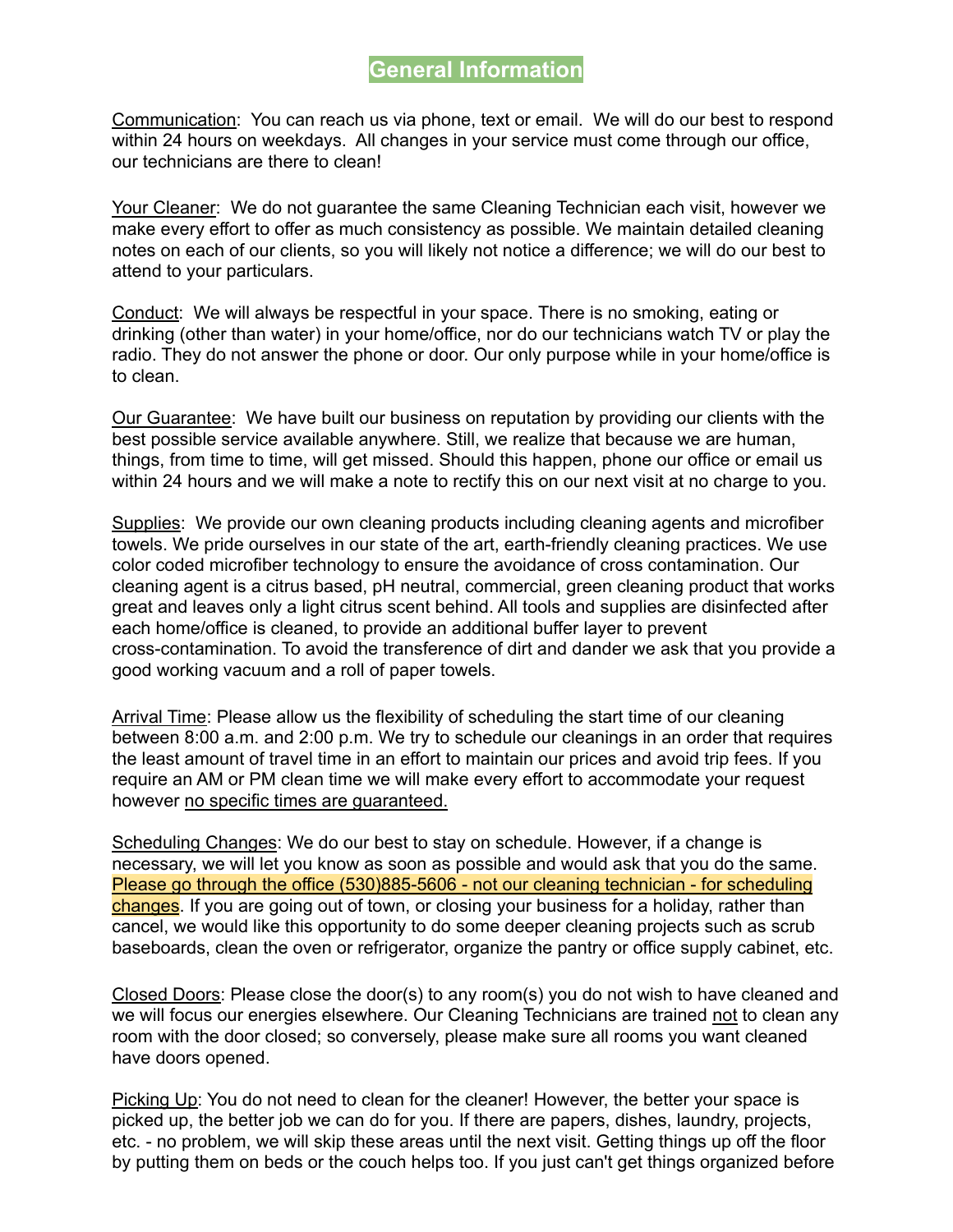# General Information

Communication: You can reach us via phone, text or email. We will do our best to respond within 24 hours on weekdays. All changes in your service must come through our office, our technicians are there to clean!

Your Cleaner: We do not guarantee the same Cleaning Technician each visit, however we make every effort to offer as much consistency as possible. We maintain detailed cleaning notes on each of our clients, so you will likely not notice a difference; we will do our best to attend to your particulars.

Conduct: We will always be respectful in your space. There is no smoking, eating or drinking (other than water) in your home/office, nor do our technicians watch TV or play the radio. They do not answer the phone or door. Our only purpose while in your home/office is to clean.

Our Guarantee: We have built our business on reputation by providing our clients with the best possible service available anywhere. Still, we realize that because we are human, things, from time to time, will get missed. Should this happen, phone our office or email us within 24 hours and we will make a note to rectify this on our next visit at no charge to you.

Supplies: We provide our own cleaning products including cleaning agents and microfiber towels. We pride ourselves in our state of the art, earth-friendly cleaning practices. We use color coded microfiber technology to ensure the avoidance of cross contamination. Our cleaning agent is a citrus based, pH neutral, commercial, green cleaning product that works great and leaves only a light citrus scent behind. All tools and supplies are disinfected after each home/office is cleaned, to provide an additional buffer layer to prevent cross-contamination. To avoid the transference of dirt and dander we ask that you provide a good working vacuum and a roll of paper towels.

Arrival Time: Please allow us the flexibility of scheduling the start time of our cleaning between 8:00 a.m. and 2:00 p.m. We try to schedule our cleanings in an order that requires the least amount of travel time in an effort to maintain our prices and avoid trip fees. If you require an AM or PM clean time we will make every effort to accommodate your request however no specific times are guaranteed.

Scheduling Changes: We do our best to stay on schedule. However, if a change is necessary, we will let you know as soon as possible and would ask that you do the same. Please go through the office (530)885-5606 - not our cleaning technician - for scheduling changes. If you are going out of town, or closing your business for a holiday, rather than cancel, we would like this opportunity to do some deeper cleaning projects such as scrub baseboards, clean the oven or refrigerator, organize the pantry or office supply cabinet, etc.

Closed Doors: Please close the door(s) to any room(s) you do not wish to have cleaned and we will focus our energies elsewhere. Our Cleaning Technicians are trained not to clean any room with the door closed; so conversely, please make sure all rooms you want cleaned have doors opened.

Picking Up: You do not need to clean for the cleaner! However, the better your space is picked up, the better job we can do for you. If there are papers, dishes, laundry, projects, etc. - no problem, we will skip these areas until the next visit. Getting things up off the floor by putting them on beds or the couch helps too. If you just can't get things organized before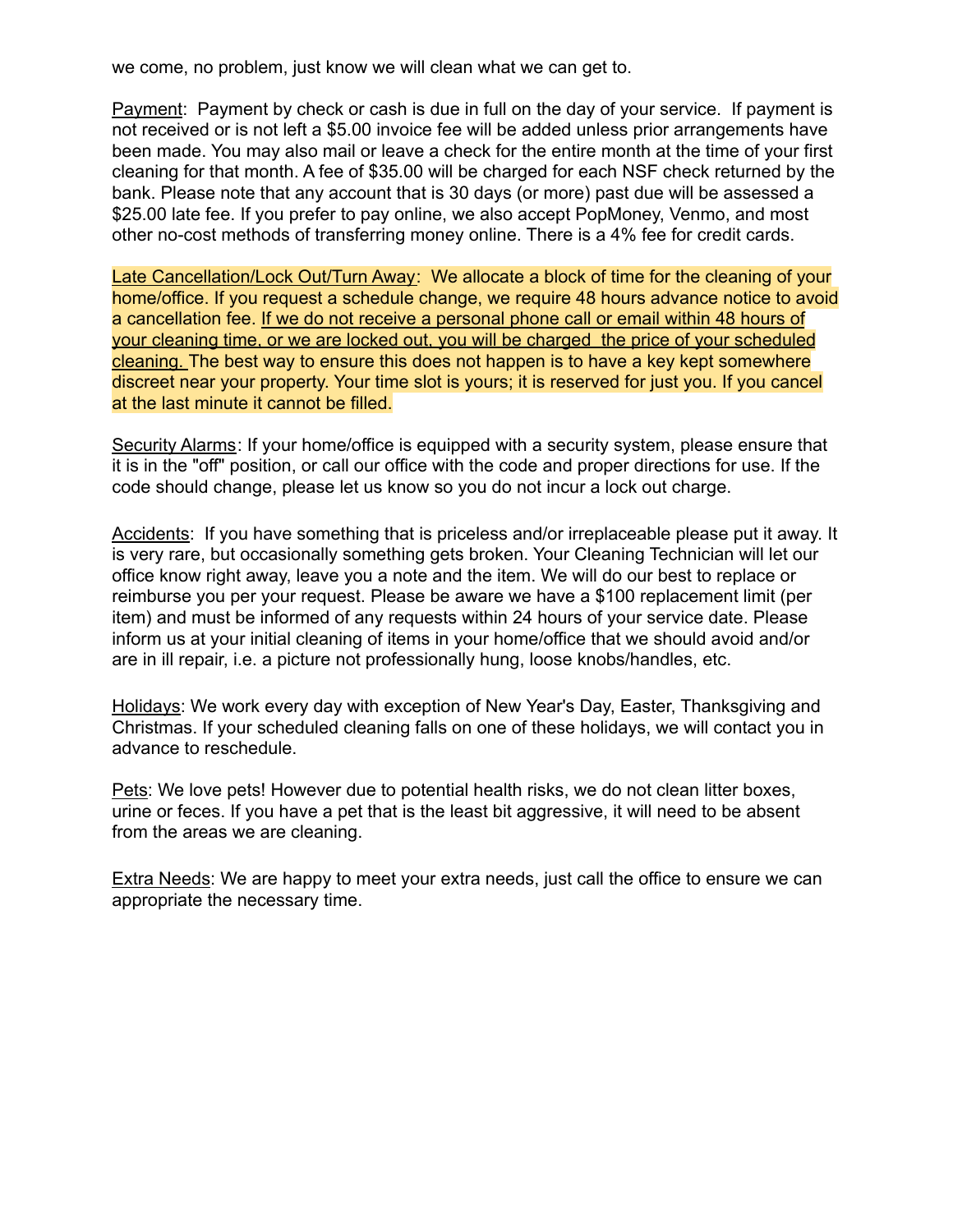we come, no problem, just know we will clean what we can get to.

Payment: Payment by check or cash is due in full on the day of your service. If payment is not received or is not left a $5.00 invoice fee will be added unless prior arrangements have been made. You may also mail or leave a check for the entire month at the time of your first cleaning for that month. A fee of $35.00 will be charged for each NSF check returned by the bank. Please note that any account that is 30 days (or more) past due will be assessed a $25.00 late fee. If you prefer to pay online, we also accept PopMoney, Venmo, and most other no-cost methods of transferring money online. There is a 4% fee for credit cards.

Late Cancellation/Lock Out/Turn Away: We allocate a block of time for the cleaning of your home/office. If you request a schedule change, we require 48 hours advance notice to avoid a cancellation fee. If we do not receive a personal phone call or email within 48 hours of your cleaning time, or we are locked out, you will be charged the price of your scheduled cleaning. The best way to ensure this does not happen is to have a key kept somewhere discreet near your property. Your time slot is yours; it is reserved for just you. If you cancel at the last minute it cannot be filled.

Security Alarms: If your home/office is equipped with a security system, please ensure that it is in the "off" position, or call our office with the code and proper directions for use. If the code should change, please let us know so you do not incur a lock out charge.

Accidents: If you have something that is priceless and/or irreplaceable please put it away. It is very rare, but occasionally something gets broken. Your Cleaning Technician will let our office know right away, leave you a note and the item. We will do our best to replace or reimburse you per your request. Please be aware we have a $100 replacement limit (per item) and must be informed of any requests within 24 hours of your service date. Please inform us at your initial cleaning of items in your home/office that we should avoid and/or are in ill repair, i.e. a picture not professionally hung, loose knobs/handles, etc.

Holidays: We work every day with exception of New Year's Day, Easter, Thanksgiving and Christmas. If your scheduled cleaning falls on one of these holidays, we will contact you in advance to reschedule.

Pets: We love pets! However due to potential health risks, we do not clean litter boxes, urine or feces. If you have a pet that is the least bit aggressive, it will need to be absent from the areas we are cleaning.

Extra Needs: We are happy to meet your extra needs, just call the office to ensure we can appropriate the necessary time.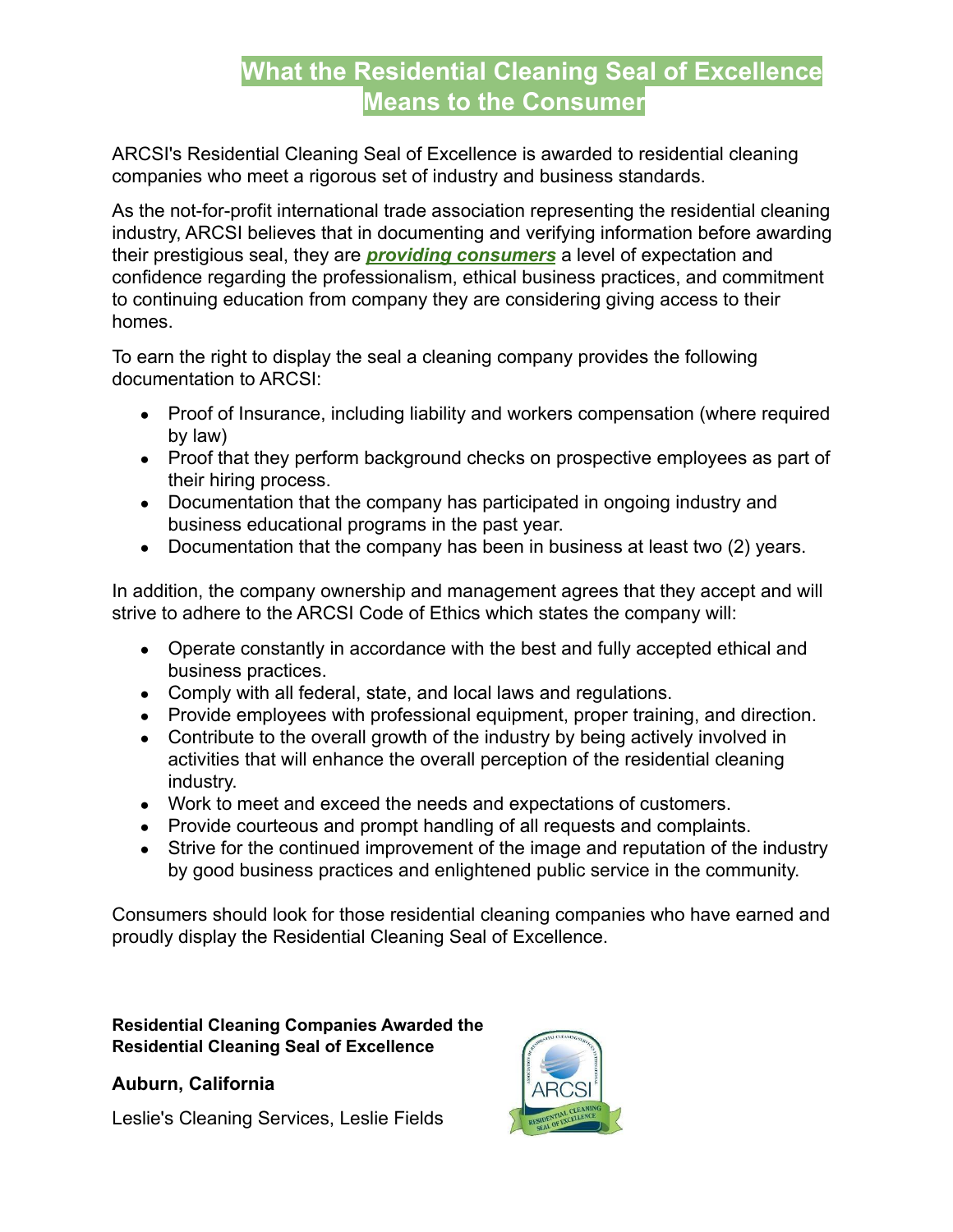# What the Residential Cleaning Seal of Excellence Means to the Consumer

ARCSI's Residential Cleaning Seal of Excellence is awarded to residential cleaning companies who meet a rigorous set of industry and business standards.

As the not-for-profit international trade association representing the residential cleaning industry, ARCSI believes that in documenting and verifying information before awarding their prestigious seal, they are ***providing consumers*** a level of expectation and confidence regarding the professionalism, ethical business practices, and commitment to continuing education from company they are considering giving access to their homes.

To earn the right to display the seal a cleaning company provides the following documentation to ARCSI:

- Proof of Insurance, including liability and workers compensation (where required by law)
- Proof that they perform background checks on prospective employees as part of their hiring process.
- Documentation that the company has participated in ongoing industry and business educational programs in the past year.
- Documentation that the company has been in business at least two (2) years.

In addition, the company ownership and management agrees that they accept and will strive to adhere to the ARCSI Code of Ethics which states the company will:

- Operate constantly in accordance with the best and fully accepted ethical and business practices.
- Comply with all federal, state, and local laws and regulations.
- Provide employees with professional equipment, proper training, and direction.
- Contribute to the overall growth of the industry by being actively involved in activities that will enhance the overall perception of the residential cleaning industry.
- Work to meet and exceed the needs and expectations of customers.
- Provide courteous and prompt handling of all requests and complaints.
- Strive for the continued improvement of the image and reputation of the industry by good business practices and enlightened public service in the community.

Consumers should look for those residential cleaning companies who have earned and proudly display the Residential Cleaning Seal of Excellence.

**Residential Cleaning Companies Awarded the Residential Cleaning Seal of Excellence**

**Auburn, California**

Leslie's Cleaning Services, Leslie Fields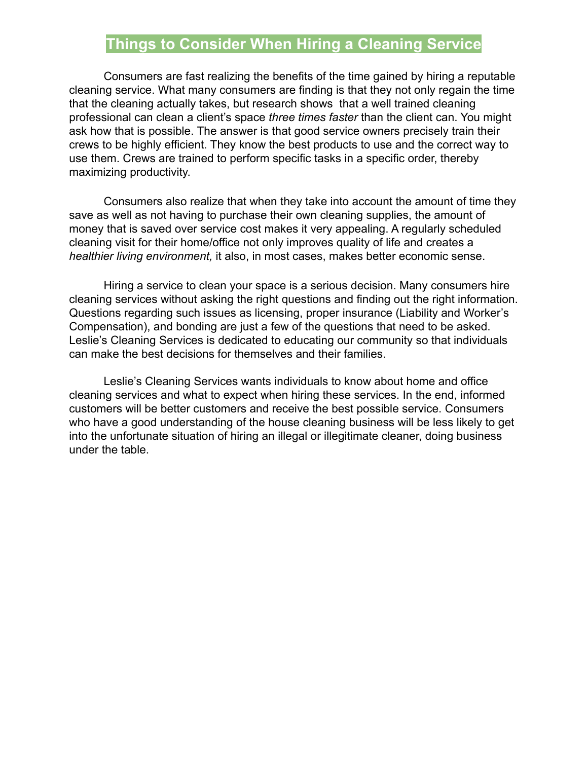# Things to Consider When Hiring a Cleaning Service

Consumers are fast realizing the benefits of the time gained by hiring a reputable cleaning service. What many consumers are finding is that they not only regain the time that the cleaning actually takes, but research shows that a well trained cleaning professional can clean a client's space *three times faster* than the client can. You might ask how that is possible. The answer is that good service owners precisely train their crews to be highly efficient. They know the best products to use and the correct way to use them. Crews are trained to perform specific tasks in a specific order, thereby maximizing productivity.

Consumers also realize that when they take into account the amount of time they save as well as not having to purchase their own cleaning supplies, the amount of money that is saved over service cost makes it very appealing. A regularly scheduled cleaning visit for their home/office not only improves quality of life and creates a *healthier living environment,* it also, in most cases, makes better economic sense.

Hiring a service to clean your space is a serious decision. Many consumers hire cleaning services without asking the right questions and finding out the right information. Questions regarding such issues as licensing, proper insurance (Liability and Worker's Compensation), and bonding are just a few of the questions that need to be asked. Leslie's Cleaning Services is dedicated to educating our community so that individuals can make the best decisions for themselves and their families.

Leslie's Cleaning Services wants individuals to know about home and office cleaning services and what to expect when hiring these services. In the end, informed customers will be better customers and receive the best possible service. Consumers who have a good understanding of the house cleaning business will be less likely to get into the unfortunate situation of hiring an illegal or illegitimate cleaner, doing business under the table.